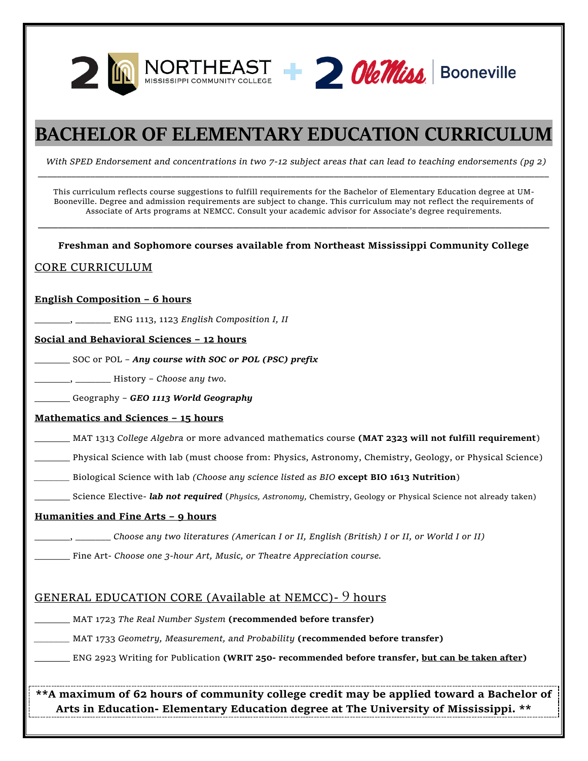2 NORTHEAST MISSISSIPPI COMMUNITY COLLEGE + 2 Ole Miss | Booneville

# BACHELOR OF ELEMENTARY EDUCATION CURRICULUM

*With SPED Endorsement and concentrations in two 7-12 subject areas that can lead to teaching endorsements (pg 2)*

---

This curriculum reflects course suggestions to fulfill requirements for the Bachelor of Elementary Education degree at UM-Booneville. Degree and admission requirements are subject to change. This curriculum may not reflect the requirements of Associate of Arts programs at NEMCC. Consult your academic advisor for Associate's degree requirements.

---

**Freshman and Sophomore courses available from Northeast Mississippi Community College**

## CORE CURRICULUM

**English Composition – 6 hours**

_______, _______ ENG 1113, 1123 *English Composition I, II*

**Social and Behavioral Sciences – 12 hours**

_______ SOC or POL – ***Any course with SOC or POL (PSC) prefix***

_______, _______ History – *Choose any two.*

_______ Geography – ***GEO 1113 World Geography***

**Mathematics and Sciences – 15 hours**

_______ MAT 1313 *College Algebra* or more advanced mathematics course **(MAT 2323 will not fulfill requirement**)

_______ Physical Science with lab (must choose from: Physics, Astronomy, Chemistry, Geology, or Physical Science)

_______ Biological Science with lab *(Choose any science listed as BIO* **except BIO 1613 Nutrition**)

_______ Science Elective- ***lab not required*** (*Physics, Astronomy,* Chemistry, Geology or Physical Science not already taken)

**Humanities and Fine Arts – 9 hours**

_______, _______ *Choose any two literatures (American I or II, English (British) I or II, or World I or II)*

_______ Fine Art- *Choose one 3-hour Art, Music, or Theatre Appreciation course.*

## GENERAL EDUCATION CORE (Available at NEMCC)- 9 hours

_______ MAT 1723 *The Real Number System* **(recommended before transfer)**

_______ MAT 1733 *Geometry, Measurement, and Probability* **(recommended before transfer)**

_______ ENG 2923 Writing for Publication **(WRIT 250- recommended before transfer, but can be taken after)**

**\*\*A maximum of 62 hours of community college credit may be applied toward a Bachelor of Arts in Education- Elementary Education degree at The University of Mississippi. \*\***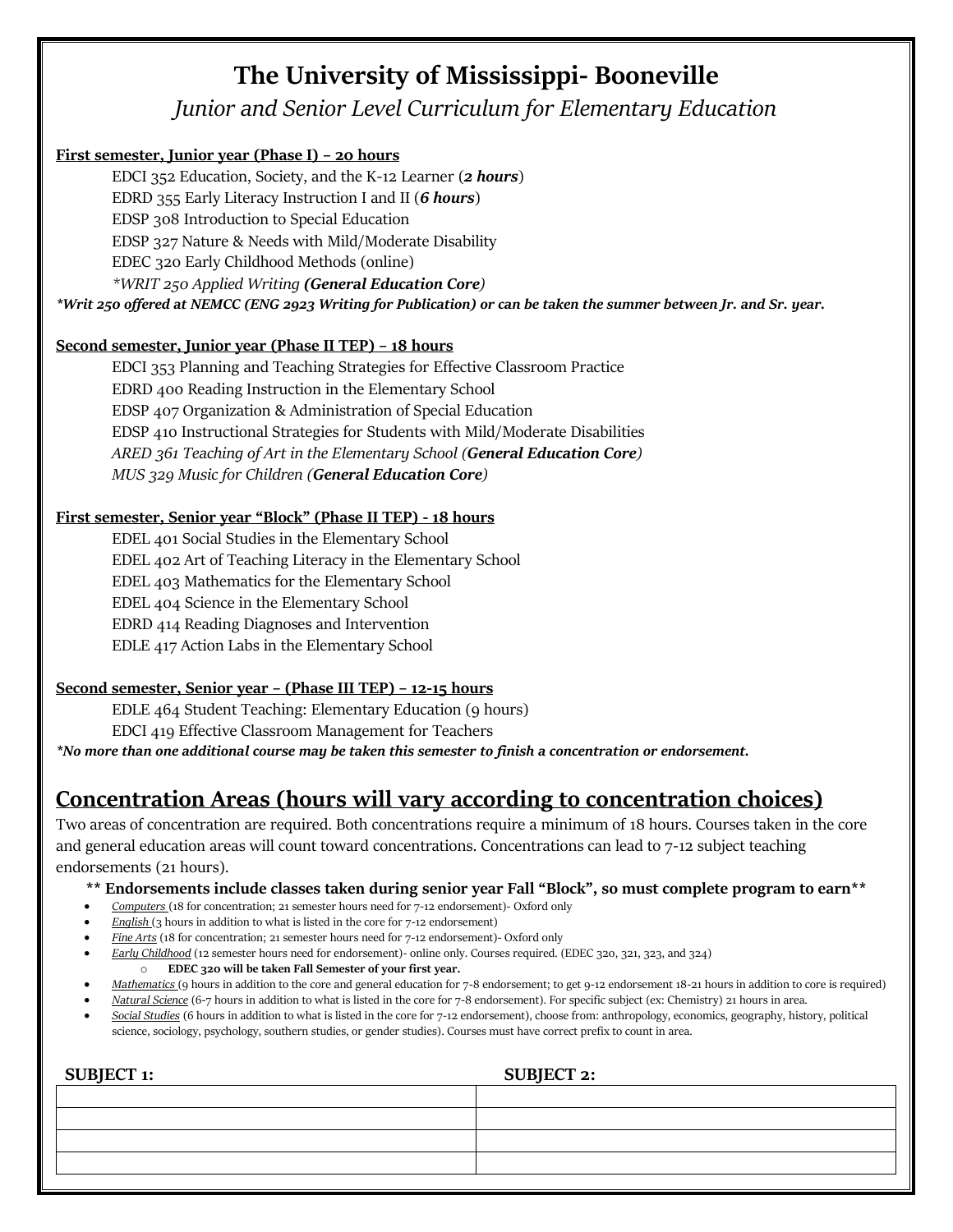# The University of Mississippi- Booneville

*Junior and Senior Level Curriculum for Elementary Education*

**First semester, Junior year (Phase I) – 20 hours**

EDCI 352 Education, Society, and the K-12 Learner (***2 hours***)
EDRD 355 Early Literacy Instruction I and II (***6 hours***)
EDSP 308 Introduction to Special Education
EDSP 327 Nature & Needs with Mild/Moderate Disability
EDEC 320 Early Childhood Methods (online)
*\*WRIT 250 Applied Writing **(General Education Core)***

***\*Writ 250 offered at NEMCC (ENG 2923 Writing for Publication) or can be taken the summer between Jr. and Sr. year.***

**Second semester, Junior year (Phase II TEP) – 18 hours**

EDCI 353 Planning and Teaching Strategies for Effective Classroom Practice
EDRD 400 Reading Instruction in the Elementary School
EDSP 407 Organization & Administration of Special Education
EDSP 410 Instructional Strategies for Students with Mild/Moderate Disabilities
*ARED 361 Teaching of Art in the Elementary School (**General Education Core**)*
*MUS 329 Music for Children (**General Education Core**)*

**First semester, Senior year "Block" (Phase II TEP) - 18 hours**

EDEL 401 Social Studies in the Elementary School
EDEL 402 Art of Teaching Literacy in the Elementary School
EDEL 403 Mathematics for the Elementary School
EDEL 404 Science in the Elementary School
EDRD 414 Reading Diagnoses and Intervention
EDLE 417 Action Labs in the Elementary School

**Second semester, Senior year – (Phase III TEP) – 12-15 hours**

EDLE 464 Student Teaching: Elementary Education (9 hours)
EDCI 419 Effective Classroom Management for Teachers

***\*No more than one additional course may be taken this semester to finish a concentration or endorsement.***

## Concentration Areas (hours will vary according to concentration choices)

Two areas of concentration are required. Both concentrations require a minimum of 18 hours. Courses taken in the core and general education areas will count toward concentrations. Concentrations can lead to 7-12 subject teaching endorsements (21 hours).

**\*\* Endorsements include classes taken during senior year Fall "Block", so must complete program to earn\*\***

- *Computers* (18 for concentration; 21 semester hours need for 7-12 endorsement)- Oxford only
- *English* (3 hours in addition to what is listed in the core for 7-12 endorsement)
- *Fine Arts* (18 for concentration; 21 semester hours need for 7-12 endorsement)- Oxford only
- *Early Childhood* (12 semester hours need for endorsement)- online only. Courses required. (EDEC 320, 321, 323, and 324)
  - **EDEC 320 will be taken Fall Semester of your first year.**
- *Mathematics* (9 hours in addition to the core and general education for 7-8 endorsement; to get 9-12 endorsement 18-21 hours in addition to core is required)
- *Natural Science* (6-7 hours in addition to what is listed in the core for 7-8 endorsement). For specific subject (ex: Chemistry) 21 hours in area.
- *Social Studies* (6 hours in addition to what is listed in the core for 7-12 endorsement), choose from: anthropology, economics, geography, history, political science, sociology, psychology, southern studies, or gender studies). Courses must have correct prefix to count in area.

| SUBJECT 1: | SUBJECT 2: |
|---|---|
| | |
| | |
| | |
| | |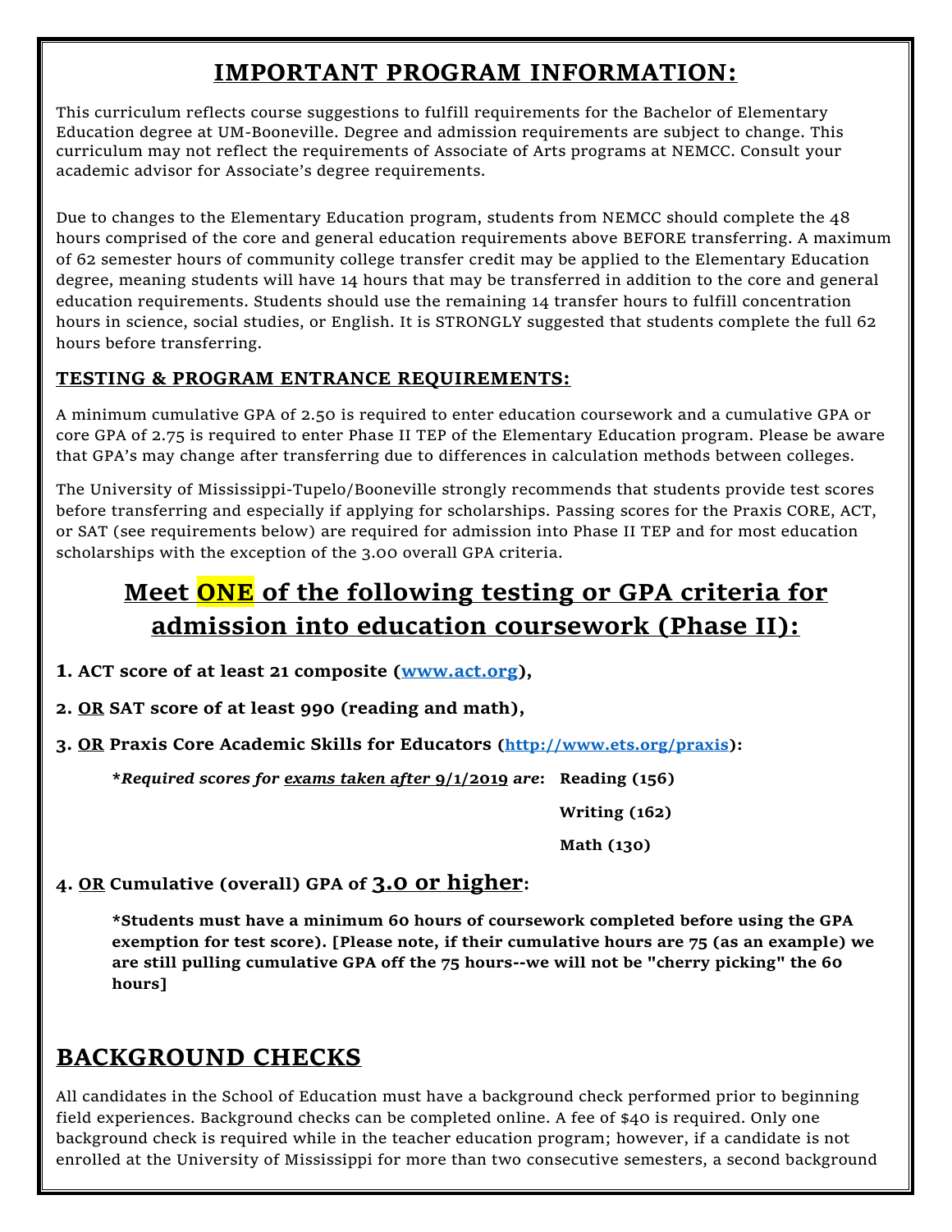# IMPORTANT PROGRAM INFORMATION:

This curriculum reflects course suggestions to fulfill requirements for the Bachelor of Elementary Education degree at UM-Booneville. Degree and admission requirements are subject to change. This curriculum may not reflect the requirements of Associate of Arts programs at NEMCC. Consult your academic advisor for Associate's degree requirements.

Due to changes to the Elementary Education program, students from NEMCC should complete the 48 hours comprised of the core and general education requirements above BEFORE transferring. A maximum of 62 semester hours of community college transfer credit may be applied to the Elementary Education degree, meaning students will have 14 hours that may be transferred in addition to the core and general education requirements. Students should use the remaining 14 transfer hours to fulfill concentration hours in science, social studies, or English. It is STRONGLY suggested that students complete the full 62 hours before transferring.

## TESTING & PROGRAM ENTRANCE REQUIREMENTS:

A minimum cumulative GPA of 2.50 is required to enter education coursework and a cumulative GPA or core GPA of 2.75 is required to enter Phase II TEP of the Elementary Education program. Please be aware that GPA's may change after transferring due to differences in calculation methods between colleges.

The University of Mississippi-Tupelo/Booneville strongly recommends that students provide test scores before transferring and especially if applying for scholarships. Passing scores for the Praxis CORE, ACT, or SAT (see requirements below) are required for admission into Phase II TEP and for most education scholarships with the exception of the 3.00 overall GPA criteria.

## Meet ONE of the following testing or GPA criteria for admission into education coursework (Phase II):

1. **ACT score of at least 21 composite (www.act.org),**
2. **OR SAT score of at least 990 (reading and math),**
3. **OR Praxis Core Academic Skills for Educators (http://www.ets.org/praxis):**

   ***Required scores for exams taken after 9/1/2019 are:*** **Reading (156)**

   **Writing (162)**

   **Math (130)**

4. **OR Cumulative (overall) GPA of 3.0 or higher:**

   **\*Students must have a minimum 60 hours of coursework completed before using the GPA exemption for test score). [Please note, if their cumulative hours are 75 (as an example) we are still pulling cumulative GPA off the 75 hours--we will not be "cherry picking" the 60 hours]**

## BACKGROUND CHECKS

All candidates in the School of Education must have a background check performed prior to beginning field experiences. Background checks can be completed online. A fee of $40 is required. Only one background check is required while in the teacher education program; however, if a candidate is not enrolled at the University of Mississippi for more than two consecutive semesters, a second background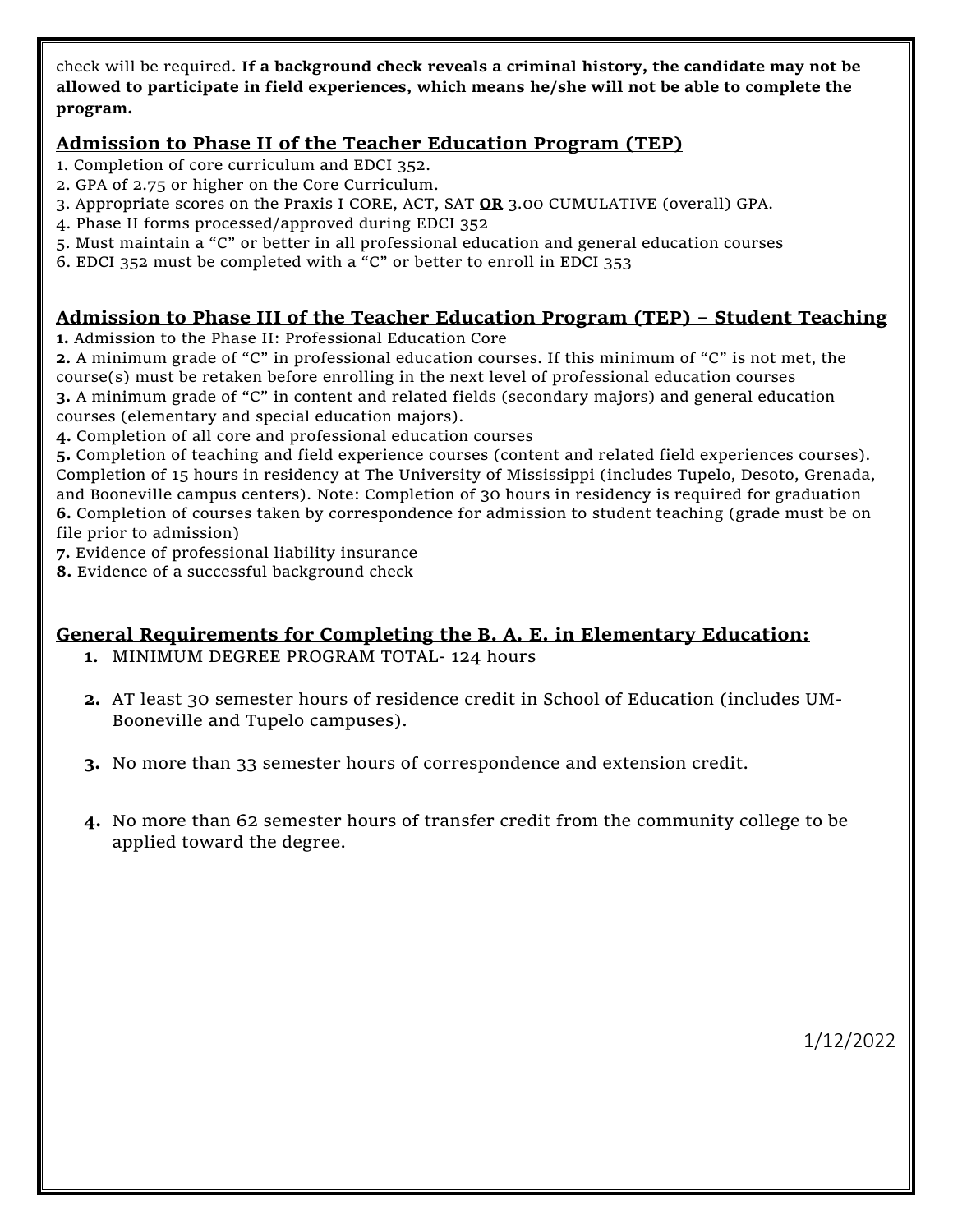check will be required. **If a background check reveals a criminal history, the candidate may not be allowed to participate in field experiences, which means he/she will not be able to complete the program.**

## Admission to Phase II of the Teacher Education Program (TEP)

1. Completion of core curriculum and EDCI 352.
2. GPA of 2.75 or higher on the Core Curriculum.
3. Appropriate scores on the Praxis I CORE, ACT, SAT **OR** 3.00 CUMULATIVE (overall) GPA.
4. Phase II forms processed/approved during EDCI 352
5. Must maintain a "C" or better in all professional education and general education courses
6. EDCI 352 must be completed with a "C" or better to enroll in EDCI 353

## Admission to Phase III of the Teacher Education Program (TEP) – Student Teaching

**1.** Admission to the Phase II: Professional Education Core
**2.** A minimum grade of "C" in professional education courses. If this minimum of "C" is not met, the course(s) must be retaken before enrolling in the next level of professional education courses
**3.** A minimum grade of "C" in content and related fields (secondary majors) and general education courses (elementary and special education majors).
**4.** Completion of all core and professional education courses
**5.** Completion of teaching and field experience courses (content and related field experiences courses). Completion of 15 hours in residency at The University of Mississippi (includes Tupelo, Desoto, Grenada, and Booneville campus centers). Note: Completion of 30 hours in residency is required for graduation
**6.** Completion of courses taken by correspondence for admission to student teaching (grade must be on file prior to admission)
**7.** Evidence of professional liability insurance
**8.** Evidence of a successful background check

## General Requirements for Completing the B. A. E. in Elementary Education:

1. MINIMUM DEGREE PROGRAM TOTAL- 124 hours
2. AT least 30 semester hours of residence credit in School of Education (includes UM-Booneville and Tupelo campuses).
3. No more than 33 semester hours of correspondence and extension credit.
4. No more than 62 semester hours of transfer credit from the community college to be applied toward the degree.

1/12/2022